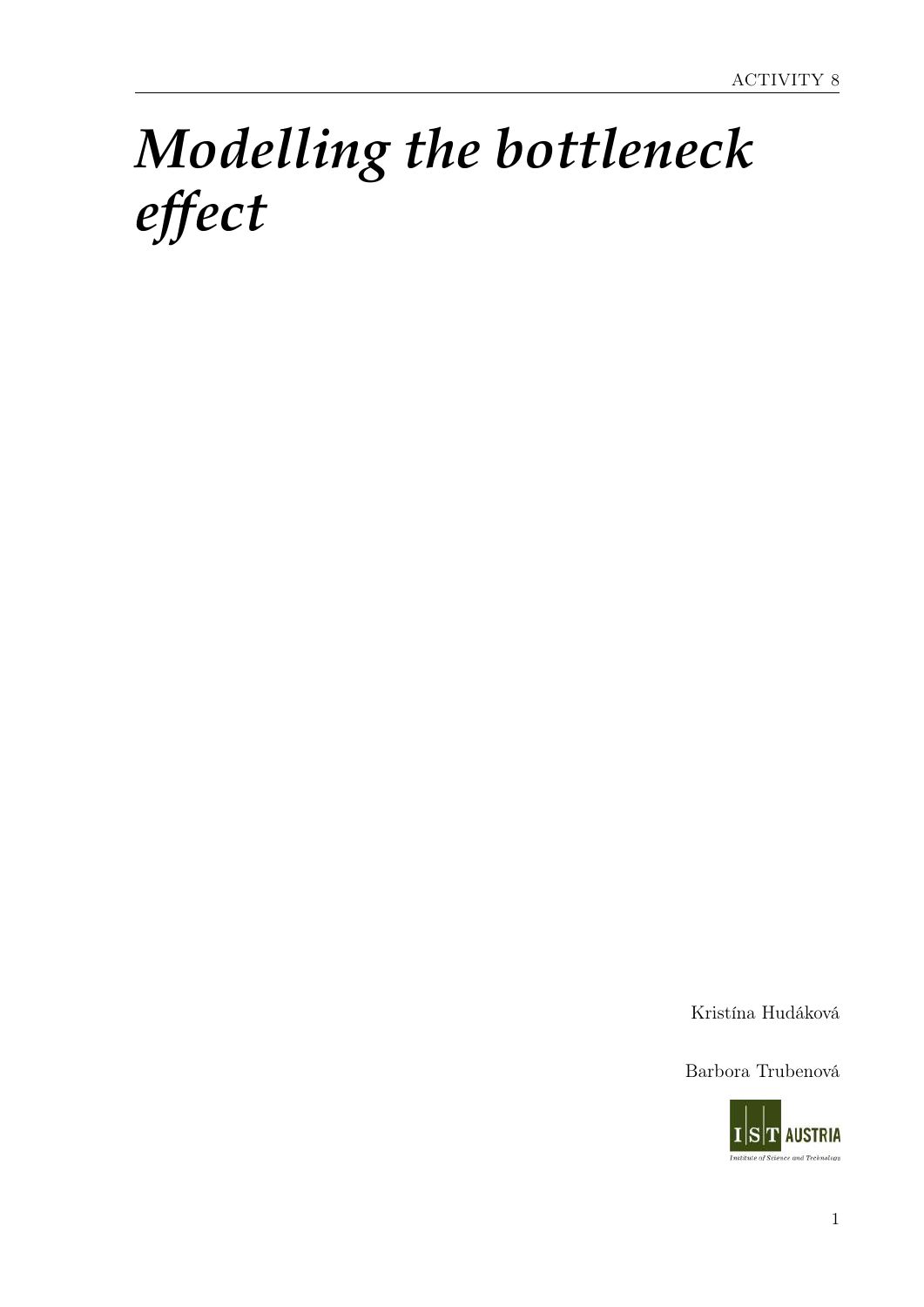# *Modelling the bottleneck effect*

Kristína Hudáková

Barbora Trubenová

IST AUSTRIA

Institute of Science and Technology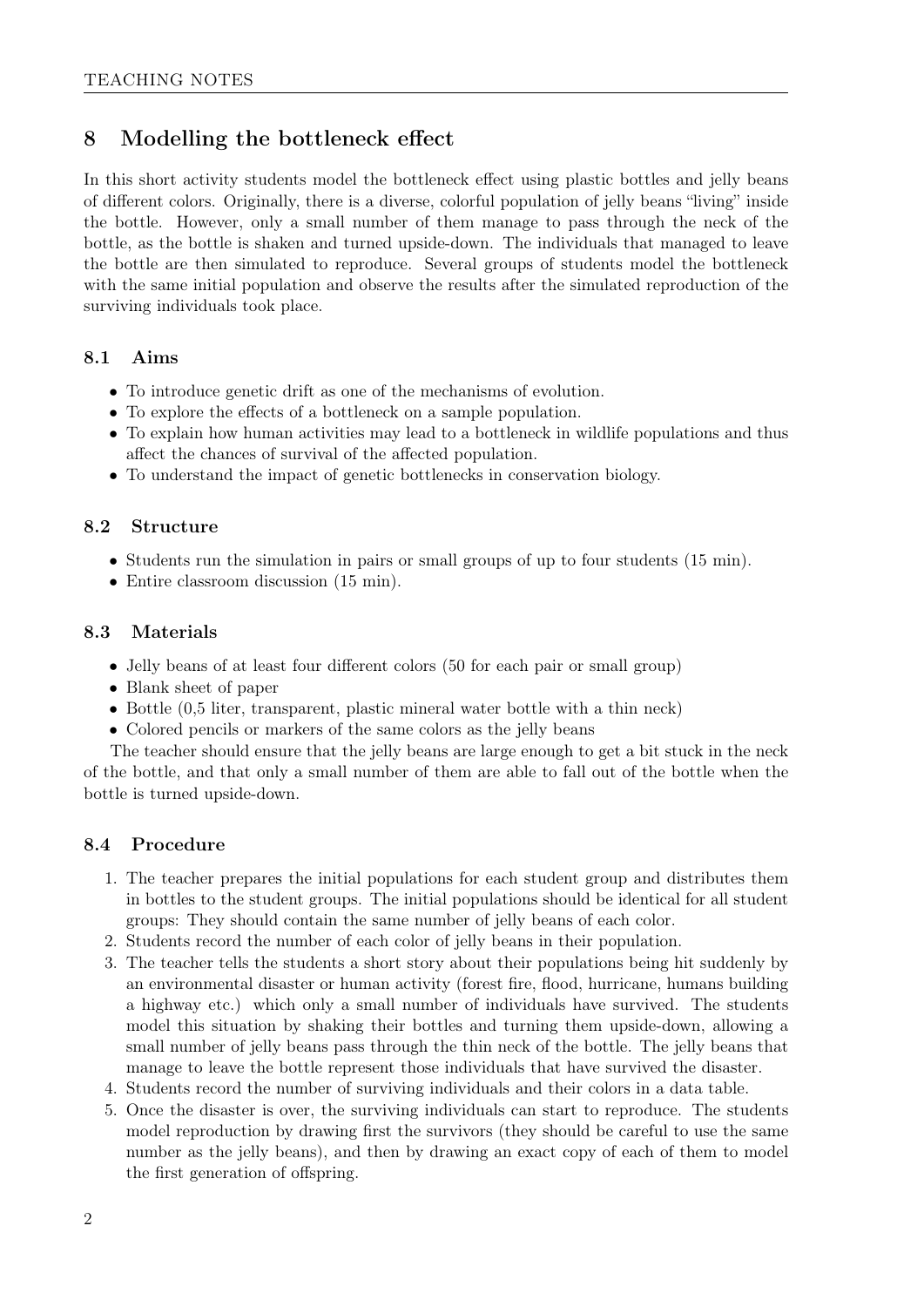## 8 Modelling the bottleneck effect

In this short activity students model the bottleneck effect using plastic bottles and jelly beans of different colors. Originally, there is a diverse, colorful population of jelly beans "living" inside the bottle. However, only a small number of them manage to pass through the neck of the bottle, as the bottle is shaken and turned upside-down. The individuals that managed to leave the bottle are then simulated to reproduce. Several groups of students model the bottleneck with the same initial population and observe the results after the simulated reproduction of the surviving individuals took place.

### 8.1 Aims

- To introduce genetic drift as one of the mechanisms of evolution.
- To explore the effects of a bottleneck on a sample population.
- To explain how human activities may lead to a bottleneck in wildlife populations and thus affect the chances of survival of the affected population.
- To understand the impact of genetic bottlenecks in conservation biology.

### 8.2 Structure

- Students run the simulation in pairs or small groups of up to four students (15 min).
- Entire classroom discussion (15 min).

### 8.3 Materials

- Jelly beans of at least four different colors (50 for each pair or small group)
- Blank sheet of paper
- Bottle (0,5 liter, transparent, plastic mineral water bottle with a thin neck)
- Colored pencils or markers of the same colors as the jelly beans

The teacher should ensure that the jelly beans are large enough to get a bit stuck in the neck of the bottle, and that only a small number of them are able to fall out of the bottle when the bottle is turned upside-down.

### 8.4 Procedure

1. The teacher prepares the initial populations for each student group and distributes them in bottles to the student groups. The initial populations should be identical for all student groups: They should contain the same number of jelly beans of each color.
2. Students record the number of each color of jelly beans in their population.
3. The teacher tells the students a short story about their populations being hit suddenly by an environmental disaster or human activity (forest fire, flood, hurricane, humans building a highway etc.) which only a small number of individuals have survived. The students model this situation by shaking their bottles and turning them upside-down, allowing a small number of jelly beans pass through the thin neck of the bottle. The jelly beans that manage to leave the bottle represent those individuals that have survived the disaster.
4. Students record the number of surviving individuals and their colors in a data table.
5. Once the disaster is over, the surviving individuals can start to reproduce. The students model reproduction by drawing first the survivors (they should be careful to use the same number as the jelly beans), and then by drawing an exact copy of each of them to model the first generation of offspring.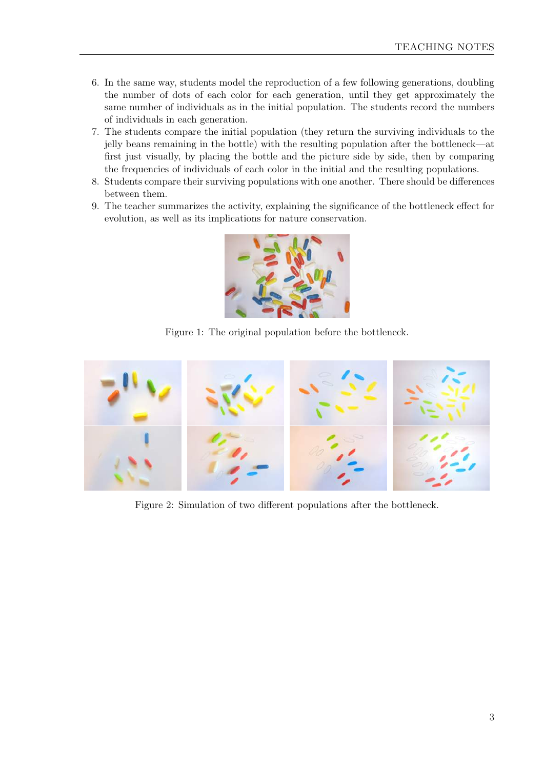6. In the same way, students model the reproduction of a few following generations, doubling the number of dots of each color for each generation, until they get approximately the same number of individuals as in the initial population. The students record the numbers of individuals in each generation.
7. The students compare the initial population (they return the surviving individuals to the jelly beans remaining in the bottle) with the resulting population after the bottleneck—at first just visually, by placing the bottle and the picture side by side, then by comparing the frequencies of individuals of each color in the initial and the resulting populations.
8. Students compare their surviving populations with one another. There should be differences between them.
9. The teacher summarizes the activity, explaining the significance of the bottleneck effect for evolution, as well as its implications for nature conservation.

Figure 1: The original population before the bottleneck.

Figure 2: Simulation of two different populations after the bottleneck.